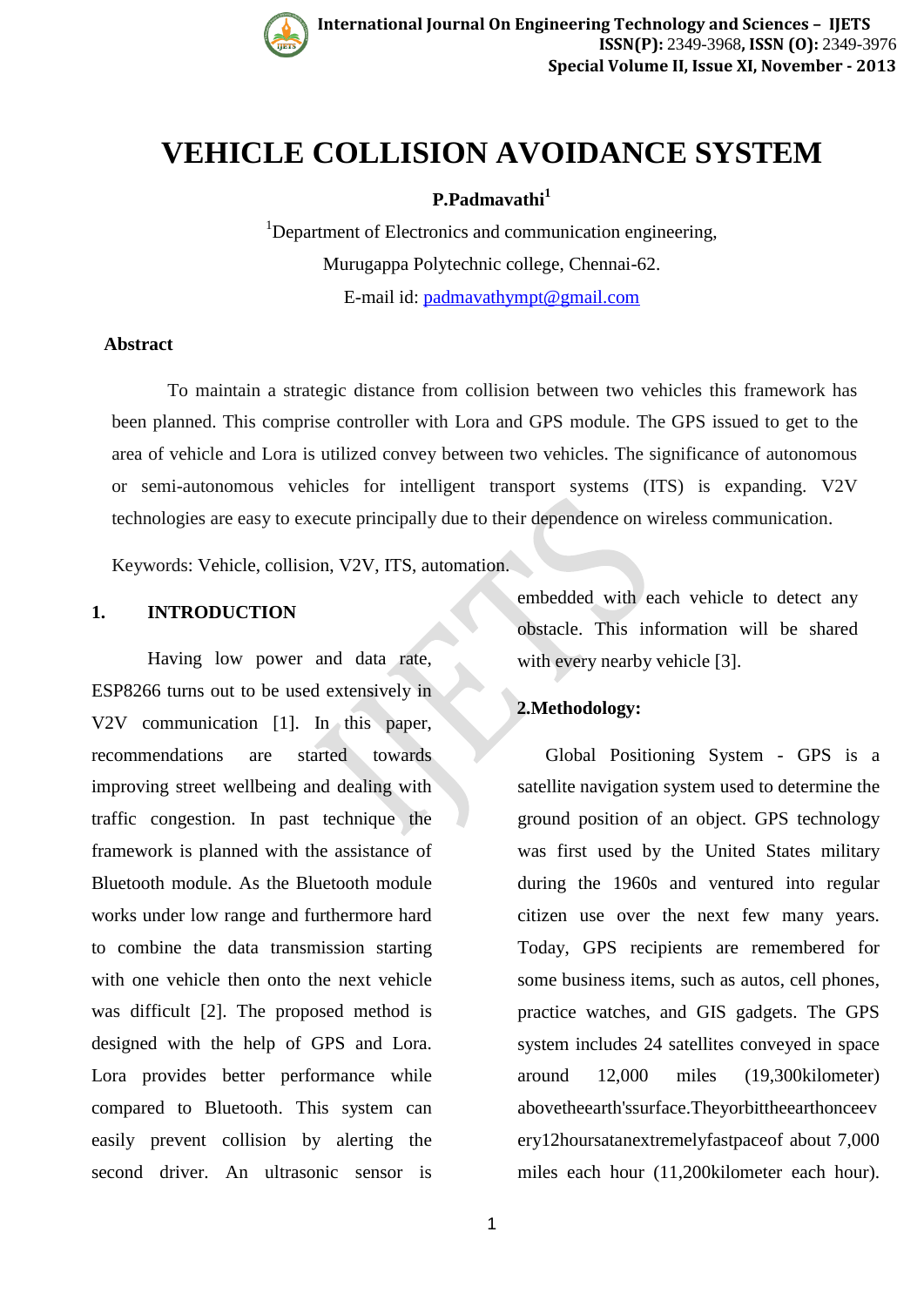# VEHICLE COLLISION AVOIDANCE SYSTEM

**P.Padmavathi[1]**

[1]Department of Electronics and communication engineering,

Murugappa Polytechnic college, Chennai-62.

E-mail id: padmavathympt@gmail.com

## Abstract

To maintain a strategic distance from collision between two vehicles this framework has been planned. This comprise controller with Lora and GPS module. The GPS issued to get to the area of vehicle and Lora is utilized convey between two vehicles. The significance of autonomous or semi-autonomous vehicles for intelligent transport systems (ITS) is expanding. V2V technologies are easy to execute principally due to their dependence on wireless communication.

Keywords: Vehicle, collision, V2V, ITS, automation.

## 1. INTRODUCTION

Having low power and data rate, ESP8266 turns out to be used extensively in V2V communication [1]. In this paper, recommendations are started towards improving street wellbeing and dealing with traffic congestion. In past technique the framework is planned with the assistance of Bluetooth module. As the Bluetooth module works under low range and furthermore hard to combine the data transmission starting with one vehicle then onto the next vehicle was difficult [2]. The proposed method is designed with the help of GPS and Lora. Lora provides better performance while compared to Bluetooth. This system can easily prevent collision by alerting the second driver. An ultrasonic sensor is embedded with each vehicle to detect any obstacle. This information will be shared with every nearby vehicle [3].

## 2.Methodology:

Global Positioning System - GPS is a satellite navigation system used to determine the ground position of an object. GPS technology was first used by the United States military during the 1960s and ventured into regular citizen use over the next few many years. Today, GPS recipients are remembered for some business items, such as autos, cell phones, practice watches, and GIS gadgets. The GPS system includes 24 satellites conveyed in space around 12,000 miles (19,300kilometer) abovetheearth'ssurface.Theyorbittheearthonceevery12hoursatanextremelyfastpaceof about 7,000 miles each hour (11,200kilometer each hour).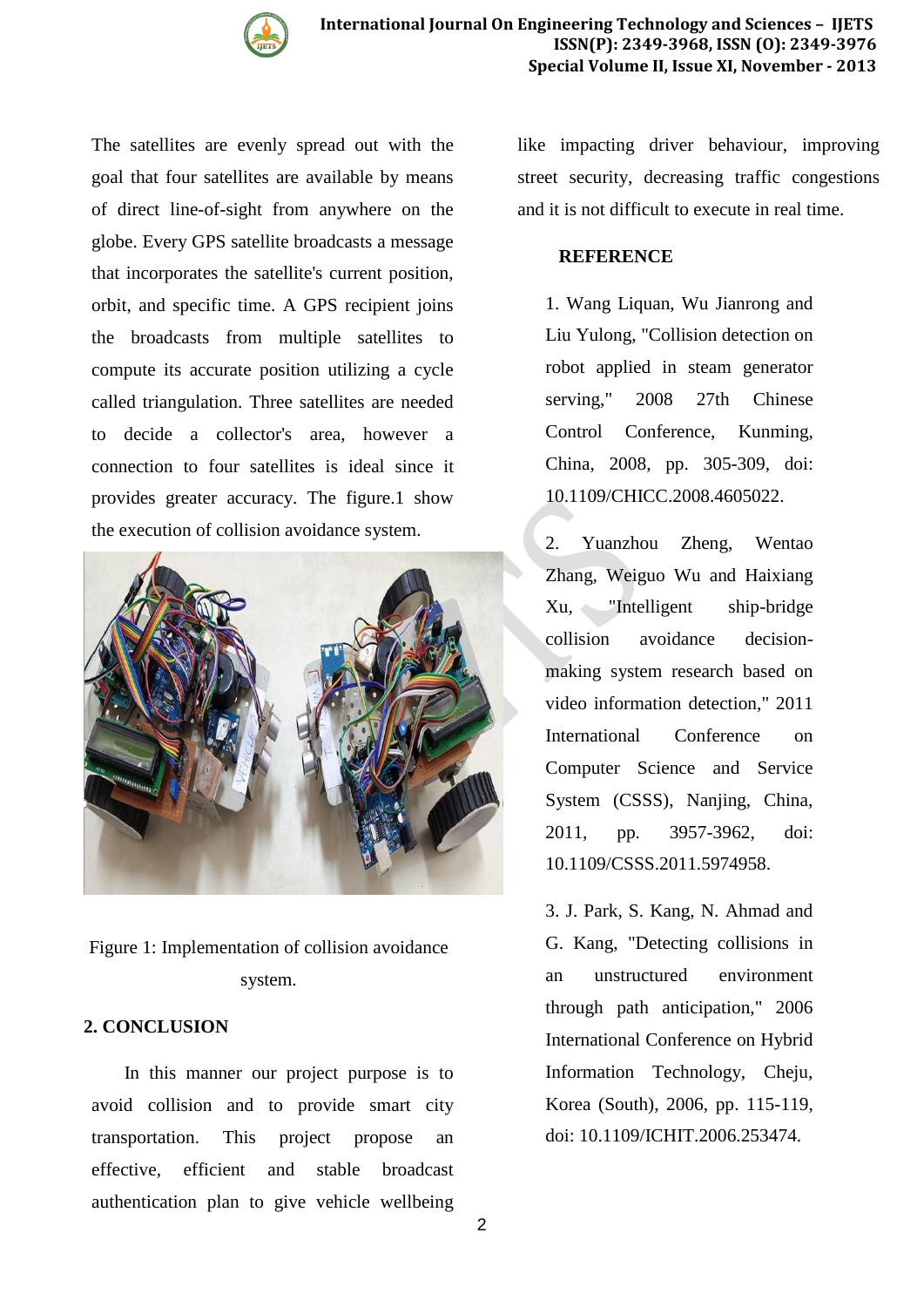The satellites are evenly spread out with the goal that four satellites are available by means of direct line-of-sight from anywhere on the globe. Every GPS satellite broadcasts a message that incorporates the satellite's current position, orbit, and specific time. A GPS recipient joins the broadcasts from multiple satellites to compute its accurate position utilizing a cycle called triangulation. Three satellites are needed to decide a collector's area, however a connection to four satellites is ideal since it provides greater accuracy. The figure.1 show the execution of collision avoidance system.

Figure 1: Implementation of collision avoidance system.

## 2. CONCLUSION

In this manner our project purpose is to avoid collision and to provide smart city transportation. This project propose an effective, efficient and stable broadcast authentication plan to give vehicle wellbeing like impacting driver behaviour, improving street security, decreasing traffic congestions and it is not difficult to execute in real time.

## REFERENCE

1. Wang Liquan, Wu Jianrong and Liu Yulong, "Collision detection on robot applied in steam generator serving," 2008 27th Chinese Control Conference, Kunming, China, 2008, pp. 305-309, doi: 10.1109/CHICC.2008.4605022.

2. Yuanzhou Zheng, Wentao Zhang, Weiguo Wu and Haixiang Xu, "Intelligent ship-bridge collision avoidance decision-making system research based on video information detection," 2011 International Conference on Computer Science and Service System (CSSS), Nanjing, China, 2011, pp. 3957-3962, doi: 10.1109/CSSS.2011.5974958.

3. J. Park, S. Kang, N. Ahmad and G. Kang, "Detecting collisions in an unstructured environment through path anticipation," 2006 International Conference on Hybrid Information Technology, Cheju, Korea (South), 2006, pp. 115-119, doi: 10.1109/ICHIT.2006.253474.